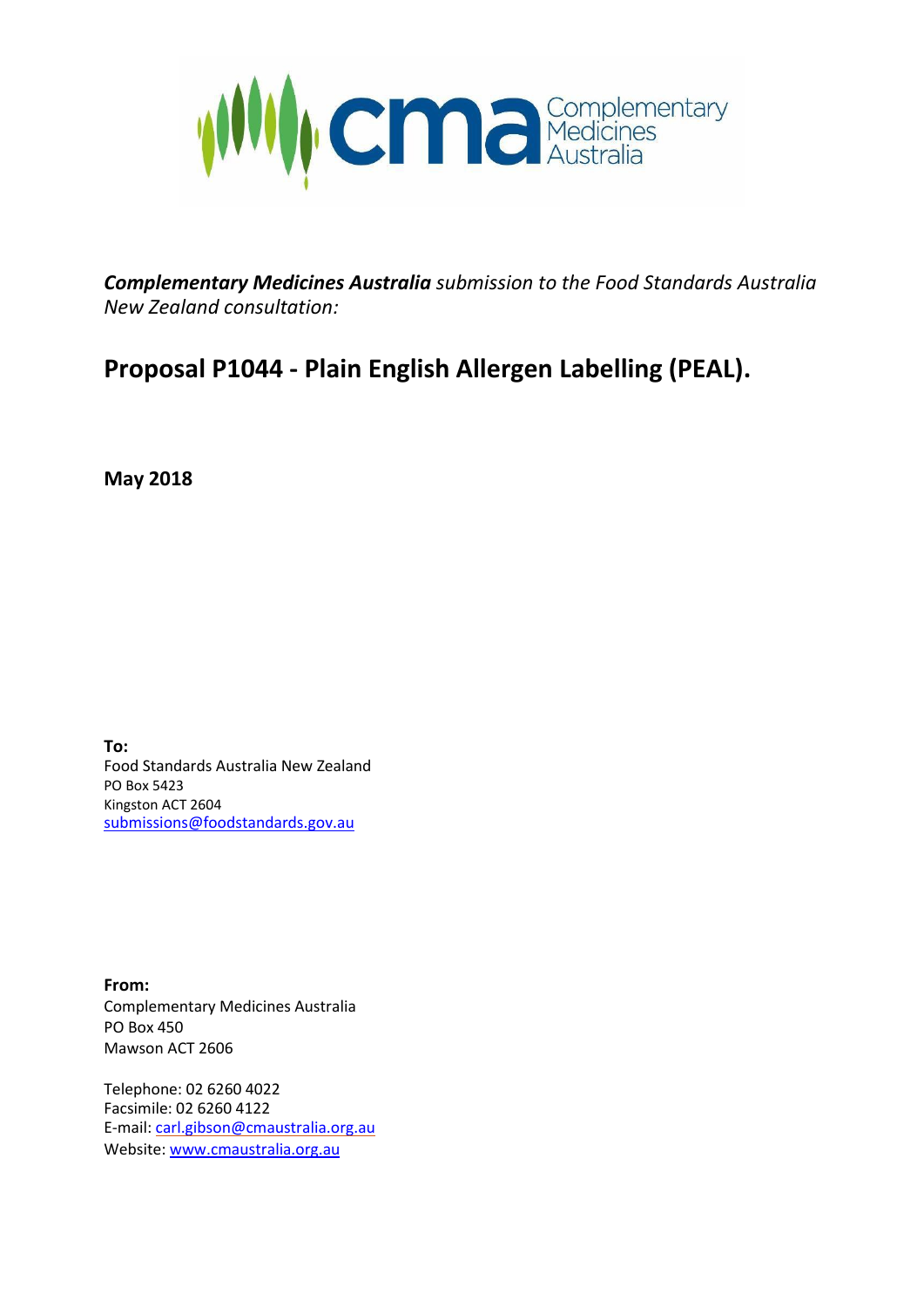cma Complementary Medicines Australia

***Complementary Medicines Australia** submission to the Food Standards Australia New Zealand consultation:*

# Proposal P1044 - Plain English Allergen Labelling (PEAL).

**May 2018**

**To:**
Food Standards Australia New Zealand
PO Box 5423
Kingston ACT 2604
submissions@foodstandards.gov.au

**From:**
Complementary Medicines Australia
PO Box 450
Mawson ACT 2606

Telephone: 02 6260 4022
Facsimile: 02 6260 4122
E-mail: carl.gibson@cmaustralia.org.au
Website: www.cmaustralia.org.au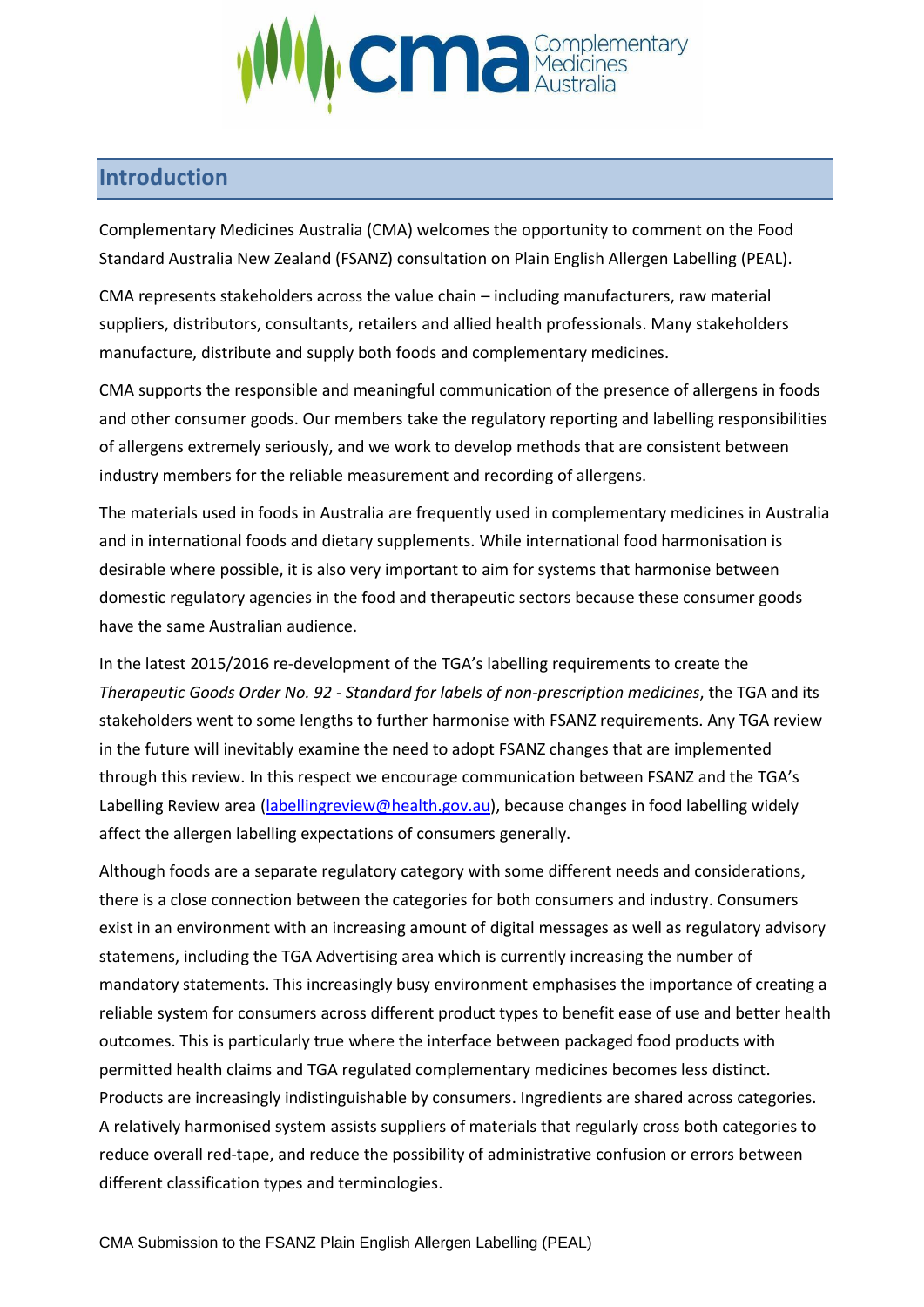## Introduction

Complementary Medicines Australia (CMA) welcomes the opportunity to comment on the Food Standard Australia New Zealand (FSANZ) consultation on Plain English Allergen Labelling (PEAL).

CMA represents stakeholders across the value chain – including manufacturers, raw material suppliers, distributors, consultants, retailers and allied health professionals. Many stakeholders manufacture, distribute and supply both foods and complementary medicines.

CMA supports the responsible and meaningful communication of the presence of allergens in foods and other consumer goods. Our members take the regulatory reporting and labelling responsibilities of allergens extremely seriously, and we work to develop methods that are consistent between industry members for the reliable measurement and recording of allergens.

The materials used in foods in Australia are frequently used in complementary medicines in Australia and in international foods and dietary supplements. While international food harmonisation is desirable where possible, it is also very important to aim for systems that harmonise between domestic regulatory agencies in the food and therapeutic sectors because these consumer goods have the same Australian audience.

In the latest 2015/2016 re-development of the TGA's labelling requirements to create the *Therapeutic Goods Order No. 92 - Standard for labels of non-prescription medicines*, the TGA and its stakeholders went to some lengths to further harmonise with FSANZ requirements. Any TGA review in the future will inevitably examine the need to adopt FSANZ changes that are implemented through this review. In this respect we encourage communication between FSANZ and the TGA's Labelling Review area (labellingreview@health.gov.au), because changes in food labelling widely affect the allergen labelling expectations of consumers generally.

Although foods are a separate regulatory category with some different needs and considerations, there is a close connection between the categories for both consumers and industry. Consumers exist in an environment with an increasing amount of digital messages as well as regulatory advisory statemens, including the TGA Advertising area which is currently increasing the number of mandatory statements. This increasingly busy environment emphasises the importance of creating a reliable system for consumers across different product types to benefit ease of use and better health outcomes. This is particularly true where the interface between packaged food products with permitted health claims and TGA regulated complementary medicines becomes less distinct. Products are increasingly indistinguishable by consumers. Ingredients are shared across categories. A relatively harmonised system assists suppliers of materials that regularly cross both categories to reduce overall red-tape, and reduce the possibility of administrative confusion or errors between different classification types and terminologies.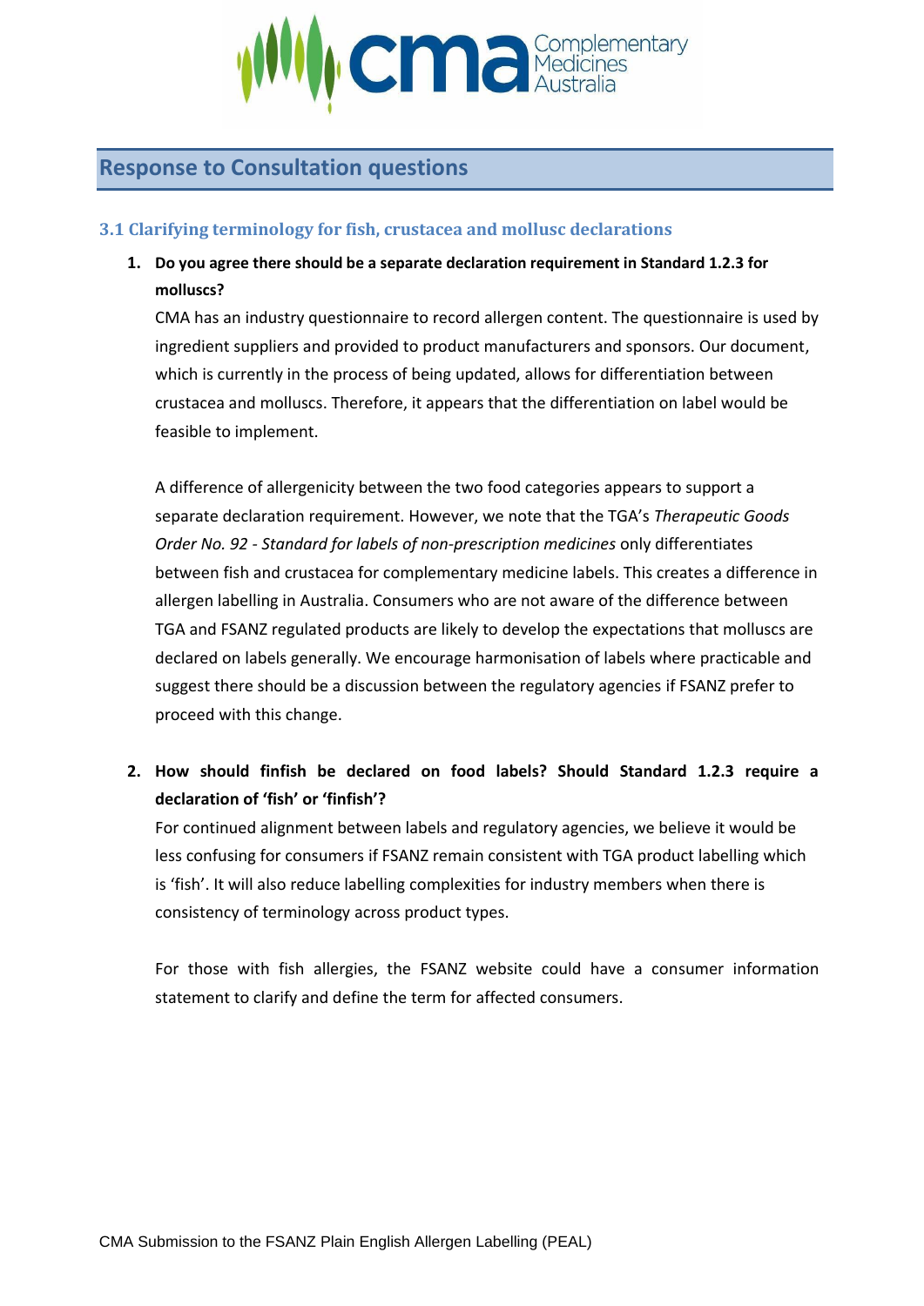## Response to Consultation questions

### 3.1 Clarifying terminology for fish, crustacea and mollusc declarations

1. **Do you agree there should be a separate declaration requirement in Standard 1.2.3 for molluscs?**

   CMA has an industry questionnaire to record allergen content. The questionnaire is used by ingredient suppliers and provided to product manufacturers and sponsors. Our document, which is currently in the process of being updated, allows for differentiation between crustacea and molluscs. Therefore, it appears that the differentiation on label would be feasible to implement.

   A difference of allergenicity between the two food categories appears to support a separate declaration requirement. However, we note that the TGA's *Therapeutic Goods Order No. 92 - Standard for labels of non-prescription medicines* only differentiates between fish and crustacea for complementary medicine labels. This creates a difference in allergen labelling in Australia. Consumers who are not aware of the difference between TGA and FSANZ regulated products are likely to develop the expectations that molluscs are declared on labels generally. We encourage harmonisation of labels where practicable and suggest there should be a discussion between the regulatory agencies if FSANZ prefer to proceed with this change.

2. **How should finfish be declared on food labels? Should Standard 1.2.3 require a declaration of 'fish' or 'finfish'?**

   For continued alignment between labels and regulatory agencies, we believe it would be less confusing for consumers if FSANZ remain consistent with TGA product labelling which is 'fish'. It will also reduce labelling complexities for industry members when there is consistency of terminology across product types.

   For those with fish allergies, the FSANZ website could have a consumer information statement to clarify and define the term for affected consumers.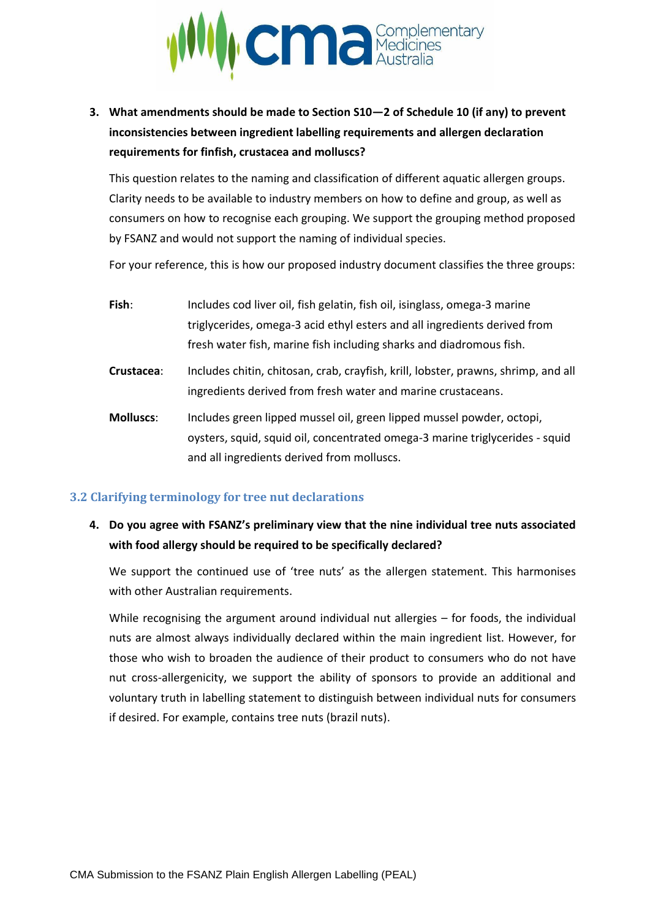3. **What amendments should be made to Section S10—2 of Schedule 10 (if any) to prevent inconsistencies between ingredient labelling requirements and allergen declaration requirements for finfish, crustacea and molluscs?**

   This question relates to the naming and classification of different aquatic allergen groups. Clarity needs to be available to industry members on how to define and group, as well as consumers on how to recognise each grouping. We support the grouping method proposed by FSANZ and would not support the naming of individual species.

   For your reference, this is how our proposed industry document classifies the three groups:

   **Fish**: Includes cod liver oil, fish gelatin, fish oil, isinglass, omega-3 marine triglycerides, omega-3 acid ethyl esters and all ingredients derived from fresh water fish, marine fish including sharks and diadromous fish.

   **Crustacea**: Includes chitin, chitosan, crab, crayfish, krill, lobster, prawns, shrimp, and all ingredients derived from fresh water and marine crustaceans.

   **Molluscs**: Includes green lipped mussel oil, green lipped mussel powder, octopi, oysters, squid, squid oil, concentrated omega-3 marine triglycerides - squid and all ingredients derived from molluscs.

### 3.2 Clarifying terminology for tree nut declarations

4. **Do you agree with FSANZ's preliminary view that the nine individual tree nuts associated with food allergy should be required to be specifically declared?**

   We support the continued use of 'tree nuts' as the allergen statement. This harmonises with other Australian requirements.

   While recognising the argument around individual nut allergies – for foods, the individual nuts are almost always individually declared within the main ingredient list. However, for those who wish to broaden the audience of their product to consumers who do not have nut cross-allergenicity, we support the ability of sponsors to provide an additional and voluntary truth in labelling statement to distinguish between individual nuts for consumers if desired. For example, contains tree nuts (brazil nuts).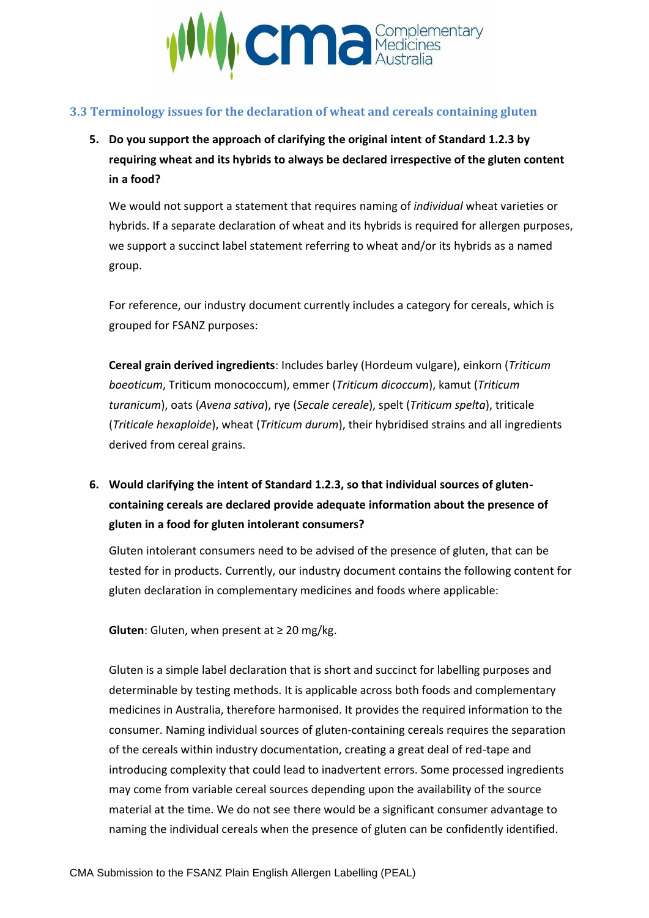### 3.3 Terminology issues for the declaration of wheat and cereals containing gluten

5. **Do you support the approach of clarifying the original intent of Standard 1.2.3 by requiring wheat and its hybrids to always be declared irrespective of the gluten content in a food?**

   We would not support a statement that requires naming of *individual* wheat varieties or hybrids. If a separate declaration of wheat and its hybrids is required for allergen purposes, we support a succinct label statement referring to wheat and/or its hybrids as a named group.

   For reference, our industry document currently includes a category for cereals, which is grouped for FSANZ purposes:

   **Cereal grain derived ingredients**: Includes barley (Hordeum vulgare), einkorn (*Triticum boeoticum*, Triticum monococcum), emmer (*Triticum dicoccum*), kamut (*Triticum turanicum*), oats (*Avena sativa*), rye (*Secale cereale*), spelt (*Triticum spelta*), triticale (*Triticale hexaploide*), wheat (*Triticum durum*), their hybridised strains and all ingredients derived from cereal grains.

6. **Would clarifying the intent of Standard 1.2.3, so that individual sources of gluten-containing cereals are declared provide adequate information about the presence of gluten in a food for gluten intolerant consumers?**

   Gluten intolerant consumers need to be advised of the presence of gluten, that can be tested for in products. Currently, our industry document contains the following content for gluten declaration in complementary medicines and foods where applicable:

   **Gluten**: Gluten, when present at ≥ 20 mg/kg.

   Gluten is a simple label declaration that is short and succinct for labelling purposes and determinable by testing methods. It is applicable across both foods and complementary medicines in Australia, therefore harmonised. It provides the required information to the consumer. Naming individual sources of gluten-containing cereals requires the separation of the cereals within industry documentation, creating a great deal of red-tape and introducing complexity that could lead to inadvertent errors. Some processed ingredients may come from variable cereal sources depending upon the availability of the source material at the time. We do not see there would be a significant consumer advantage to naming the individual cereals when the presence of gluten can be confidently identified.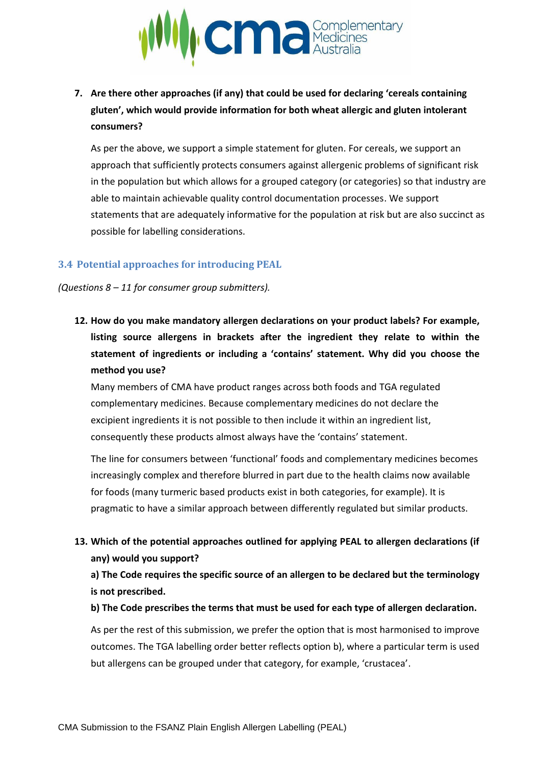7. **Are there other approaches (if any) that could be used for declaring 'cereals containing gluten', which would provide information for both wheat allergic and gluten intolerant consumers?**

   As per the above, we support a simple statement for gluten. For cereals, we support an approach that sufficiently protects consumers against allergenic problems of significant risk in the population but which allows for a grouped category (or categories) so that industry are able to maintain achievable quality control documentation processes. We support statements that are adequately informative for the population at risk but are also succinct as possible for labelling considerations.

## 3.4 Potential approaches for introducing PEAL

*(Questions 8 – 11 for consumer group submitters).*

12. **How do you make mandatory allergen declarations on your product labels? For example, listing source allergens in brackets after the ingredient they relate to within the statement of ingredients or including a 'contains' statement. Why did you choose the method you use?**

    Many members of CMA have product ranges across both foods and TGA regulated complementary medicines. Because complementary medicines do not declare the excipient ingredients it is not possible to then include it within an ingredient list, consequently these products almost always have the 'contains' statement.

    The line for consumers between 'functional' foods and complementary medicines becomes increasingly complex and therefore blurred in part due to the health claims now available for foods (many turmeric based products exist in both categories, for example). It is pragmatic to have a similar approach between differently regulated but similar products.

13. **Which of the potential approaches outlined for applying PEAL to allergen declarations (if any) would you support?**

    **a) The Code requires the specific source of an allergen to be declared but the terminology is not prescribed.**

    **b) The Code prescribes the terms that must be used for each type of allergen declaration.**

    As per the rest of this submission, we prefer the option that is most harmonised to improve outcomes. The TGA labelling order better reflects option b), where a particular term is used but allergens can be grouped under that category, for example, 'crustacea'.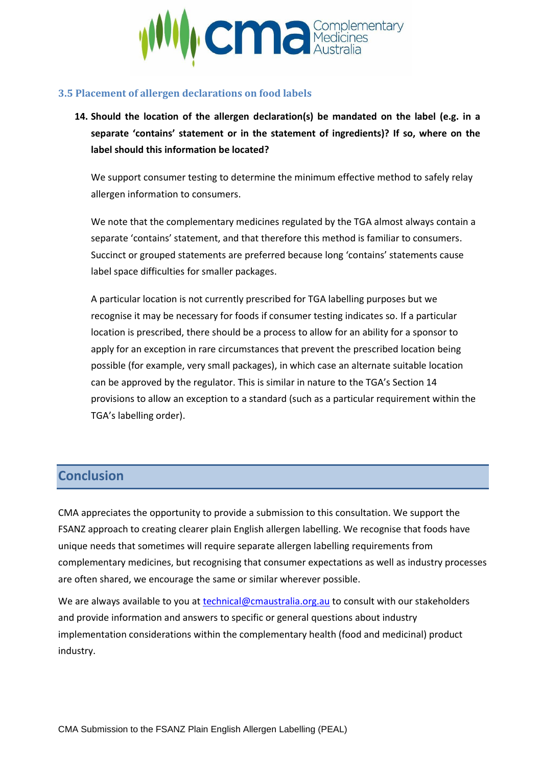### 3.5 Placement of allergen declarations on food labels

**14. Should the location of the allergen declaration(s) be mandated on the label (e.g. in a separate 'contains' statement or in the statement of ingredients)? If so, where on the label should this information be located?**

We support consumer testing to determine the minimum effective method to safely relay allergen information to consumers.

We note that the complementary medicines regulated by the TGA almost always contain a separate 'contains' statement, and that therefore this method is familiar to consumers. Succinct or grouped statements are preferred because long 'contains' statements cause label space difficulties for smaller packages.

A particular location is not currently prescribed for TGA labelling purposes but we recognise it may be necessary for foods if consumer testing indicates so. If a particular location is prescribed, there should be a process to allow for an ability for a sponsor to apply for an exception in rare circumstances that prevent the prescribed location being possible (for example, very small packages), in which case an alternate suitable location can be approved by the regulator. This is similar in nature to the TGA's Section 14 provisions to allow an exception to a standard (such as a particular requirement within the TGA's labelling order).

## Conclusion

CMA appreciates the opportunity to provide a submission to this consultation. We support the FSANZ approach to creating clearer plain English allergen labelling. We recognise that foods have unique needs that sometimes will require separate allergen labelling requirements from complementary medicines, but recognising that consumer expectations as well as industry processes are often shared, we encourage the same or similar wherever possible.

We are always available to you at technical@cmaustralia.org.au to consult with our stakeholders and provide information and answers to specific or general questions about industry implementation considerations within the complementary health (food and medicinal) product industry.